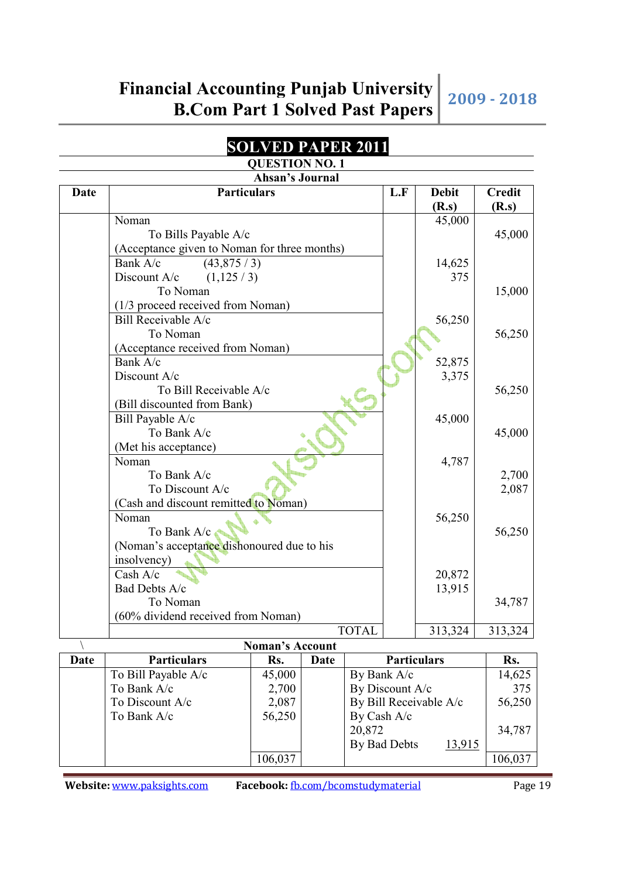## SOLVED PAPER 2011

### QUESTION NO. 1

**Ahsan's Journal**

| Date | Particulars | L.F | Debit (R.s) | Credit (R.s) |
|---|---|---|---|---|
| | Noman | | 45,000 | |
| | To Bills Payable A/c | | | 45,000 |
| | (Acceptance given to Noman for three months) | | | |
| | Bank A/c (43,875 / 3) | | 14,625 | |
| | Discount A/c (1,125 / 3) | | 375 | |
| | To Noman | | | 15,000 |
| | (1/3 proceed received from Noman) | | | |
| | Bill Receivable A/c | | 56,250 | |
| | To Noman | | | 56,250 |
| | (Acceptance received from Noman) | | | |
| | Bank A/c | | 52,875 | |
| | Discount A/c | | 3,375 | |
| | To Bill Receivable A/c | | | 56,250 |
| | (Bill discounted from Bank) | | | |
| | Bill Payable A/c | | 45,000 | |
| | To Bank A/c | | | 45,000 |
| | (Met his acceptance) | | | |
| | Noman | | 4,787 | |
| | To Bank A/c | | | 2,700 |
| | To Discount A/c | | | 2,087 |
| | (Cash and discount remitted to Noman) | | | |
| | Noman | | 56,250 | |
| | To Bank A/c | | | 56,250 |
| | (Noman's acceptance dishonoured due to his insolvency) | | | |
| | Cash A/c | | 20,872 | |
| | Bad Debts A/c | | 13,915 | |
| | To Noman | | | 34,787 |
| | (60% dividend received from Noman) | | | |
| | TOTAL | | 313,324 | 313,324 |

**Noman's Account**

| Date | Particulars | Rs. | Date | Particulars | Rs. |
|---|---|---|---|---|---|
| | To Bill Payable A/c | 45,000 | | By Bank A/c | 14,625 |
| | To Bank A/c | 2,700 | | By Discount A/c | 375 |
| | To Discount A/c | 2,087 | | By Bill Receivable A/c | 56,250 |
| | To Bank A/c | 56,250 | | By Cash A/c 20,872 | |
| | | | | By Bad Debts 13,915 | 34,787 |
| | | 106,037 | | | 106,037 |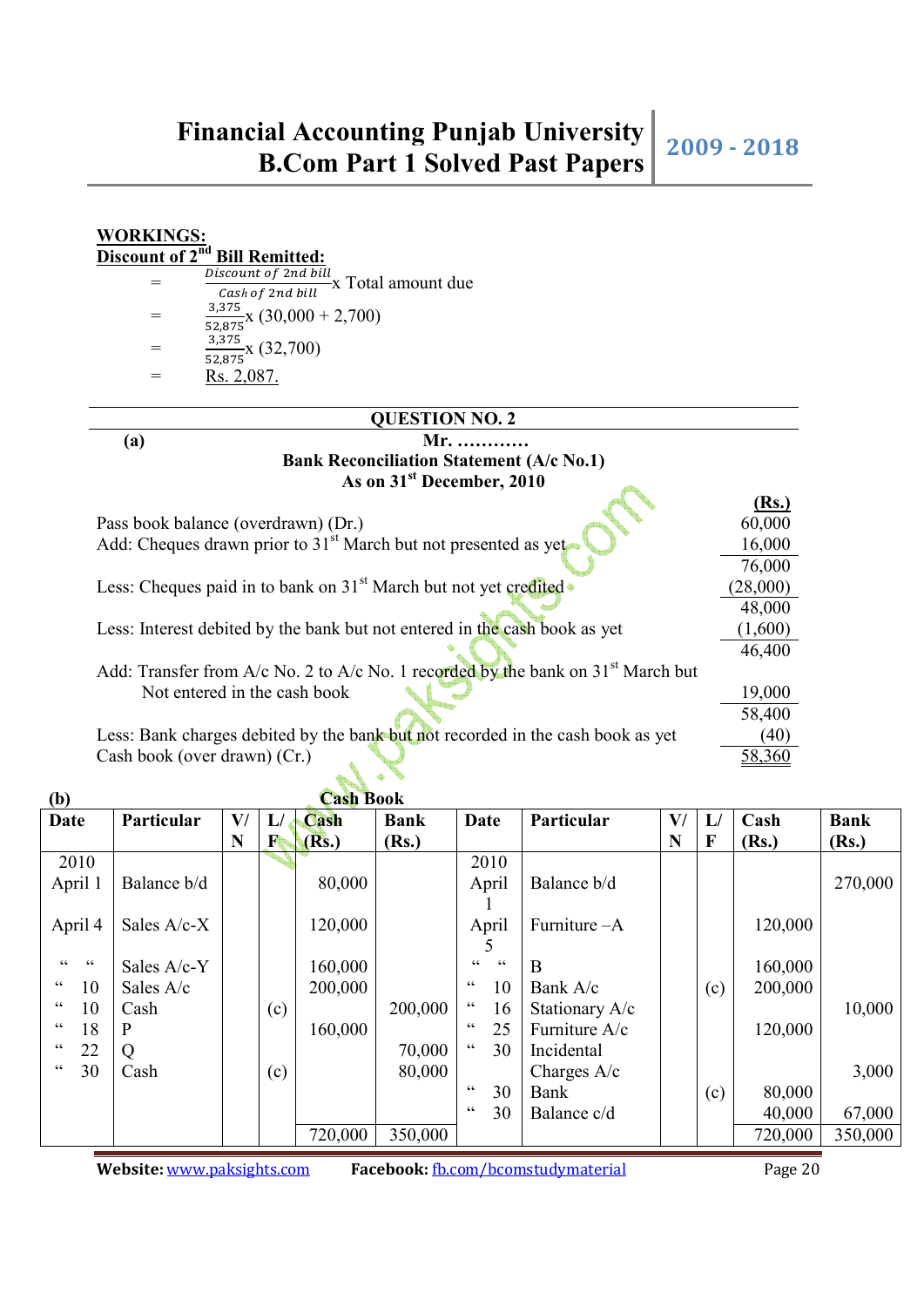**WORKINGS:**

**Discount of 2nd Bill Remitted:**

$$= \frac{\text{Discount of 2nd bill}}{\text{Cash of 2nd bill}} \text{x Total amount due}$$

$$= \frac{3,375}{52,875} \text{x } (30,000 + 2,700)$$

$$= \frac{3,375}{52,875} \text{x } (32,700)$$

$$= \text{Rs. } 2,087.$$

## QUESTION NO. 2

**(a)**

**Mr. …………**
**Bank Reconciliation Statement (A/c No.1)**
**As on 31st December, 2010**

| | (Rs.) |
|---|---|
| Pass book balance (overdrawn) (Dr.) | 60,000 |
| Add: Cheques drawn prior to 31st March but not presented as yet | 16,000 |
| | 76,000 |
| Less: Cheques paid in to bank on 31st March but not yet credited | (28,000) |
| | 48,000 |
| Less: Interest debited by the bank but not entered in the cash book as yet | (1,600) |
| | 46,400 |
| Add: Transfer from A/c No. 2 to A/c No. 1 recorded by the bank on 31st March but Not entered in the cash book | 19,000 |
| | 58,400 |
| Less: Bank charges debited by the bank but not recorded in the cash book as yet | (40) |
| Cash book (over drawn) (Cr.) | 58,360 |

**(b)**

**Cash Book**

| Date | Particular | V/N | L/F | Cash (Rs.) | Bank (Rs.) | Date | Particular | V/N | L/F | Cash (Rs.) | Bank (Rs.) |
|---|---|---|---|---|---|---|---|---|---|---|---|
| 2010 | | | | | | 2010 | | | | | |
| April 1 | Balance b/d | | | 80,000 | | April 1 | Balance b/d | | | | 270,000 |
| April 4 | Sales A/c-X | | | 120,000 | | April 5 | Furniture –A | | | 120,000 | |
| " " | Sales A/c-Y | | | 160,000 | | " " | B | | | 160,000 | |
| " 10 | Sales A/c | | | 200,000 | | " 10 | Bank A/c | | (c) | 200,000 | |
| " 10 | Cash | | (c) | | 200,000 | " 16 | Stationary A/c | | | | 10,000 |
| " 18 | P | | | 160,000 | | " 25 | Furniture A/c | | | 120,000 | |
| " 22 | Q | | | | 70,000 | " 30 | Incidental Charges A/c | | | | 3,000 |
| " 30 | Cash | | (c) | | 80,000 | " 30 | Bank | | (c) | 80,000 | |
| | | | | | | " 30 | Balance c/d | | | 40,000 | 67,000 |
| | | | | 720,000 | 350,000 | | | | | 720,000 | 350,000 |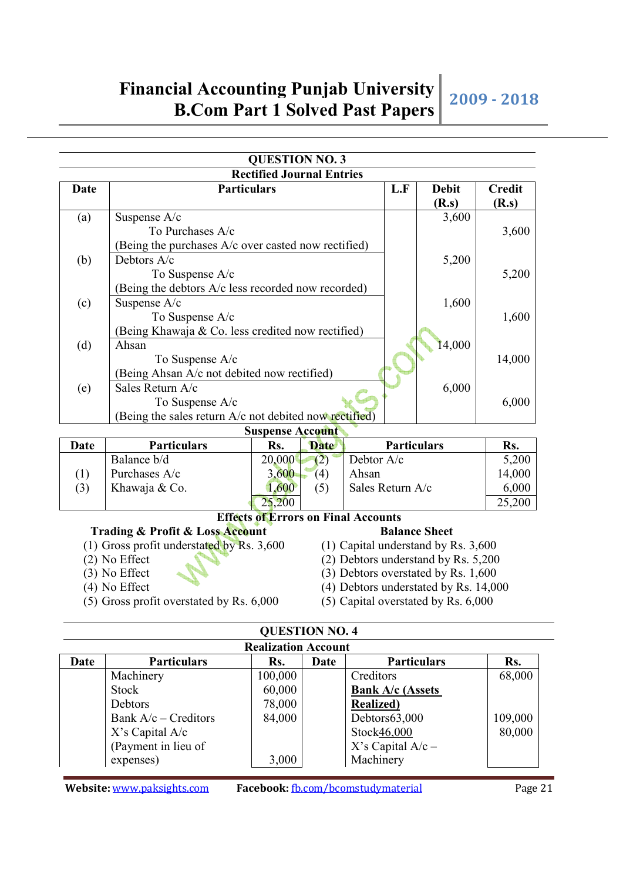## QUESTION NO. 3

### Rectified Journal Entries

| Date | Particulars | L.F | Debit (R.s) | Credit (R.s) |
|---|---|---|---|---|
| (a) | Suspense A/c | | 3,600 | |
| | To Purchases A/c | | | 3,600 |
| | (Being the purchases A/c over casted now rectified) | | | |
| (b) | Debtors A/c | | 5,200 | |
| | To Suspense A/c | | | 5,200 |
| | (Being the debtors A/c less recorded now recorded) | | | |
| (c) | Suspense A/c | | 1,600 | |
| | To Suspense A/c | | | 1,600 |
| | (Being Khawaja & Co. less credited now rectified) | | | |
| (d) | Ahsan | | 14,000 | |
| | To Suspense A/c | | | 14,000 |
| | (Being Ahsan A/c not debited now rectified) | | | |
| (e) | Sales Return A/c | | 6,000 | |
| | To Suspense A/c | | | 6,000 |
| | (Being the sales return A/c not debited now rectified) | | | |

### Suspense Account

| Date | Particulars | Rs. | Date | Particulars | Rs. |
|---|---|---|---|---|---|
| | Balance b/d | 20,000 | (2) | Debtor A/c | 5,200 |
| (1) | Purchases A/c | 3,600 | (4) | Ahsan | 14,000 |
| (3) | Khawaja & Co. | 1,600 | (5) | Sales Return A/c | 6,000 |
| | | 25,200 | | | 25,200 |

### Effects of Errors on Final Accounts

**Trading & Profit & Loss Account**

(1) Gross profit understated by Rs. 3,600
(2) No Effect
(3) No Effect
(4) No Effect
(5) Gross profit overstated by Rs. 6,000

**Balance Sheet**

(1) Capital understand by Rs. 3,600
(2) Debtors understand by Rs. 5,200
(3) Debtors overstated by Rs. 1,600
(4) Debtors understand by Rs. 14,000
(5) Capital overstated by Rs. 6,000

## QUESTION NO. 4

### Realization Account

| Date | Particulars | Rs. | Date | Particulars | Rs. |
|---|---|---|---|---|---|
| | Machinery | 100,000 | | Creditors | 68,000 |
| | Stock | 60,000 | | **Bank A/c (Assets Realized)** | |
| | Debtors | 78,000 | | Debtors63,000 | 109,000 |
| | Bank A/c – Creditors | 84,000 | | Stock46,000 | 80,000 |
| | X's Capital A/c (Payment in lieu of expenses) | 3,000 | | X's Capital A/c – Machinery | |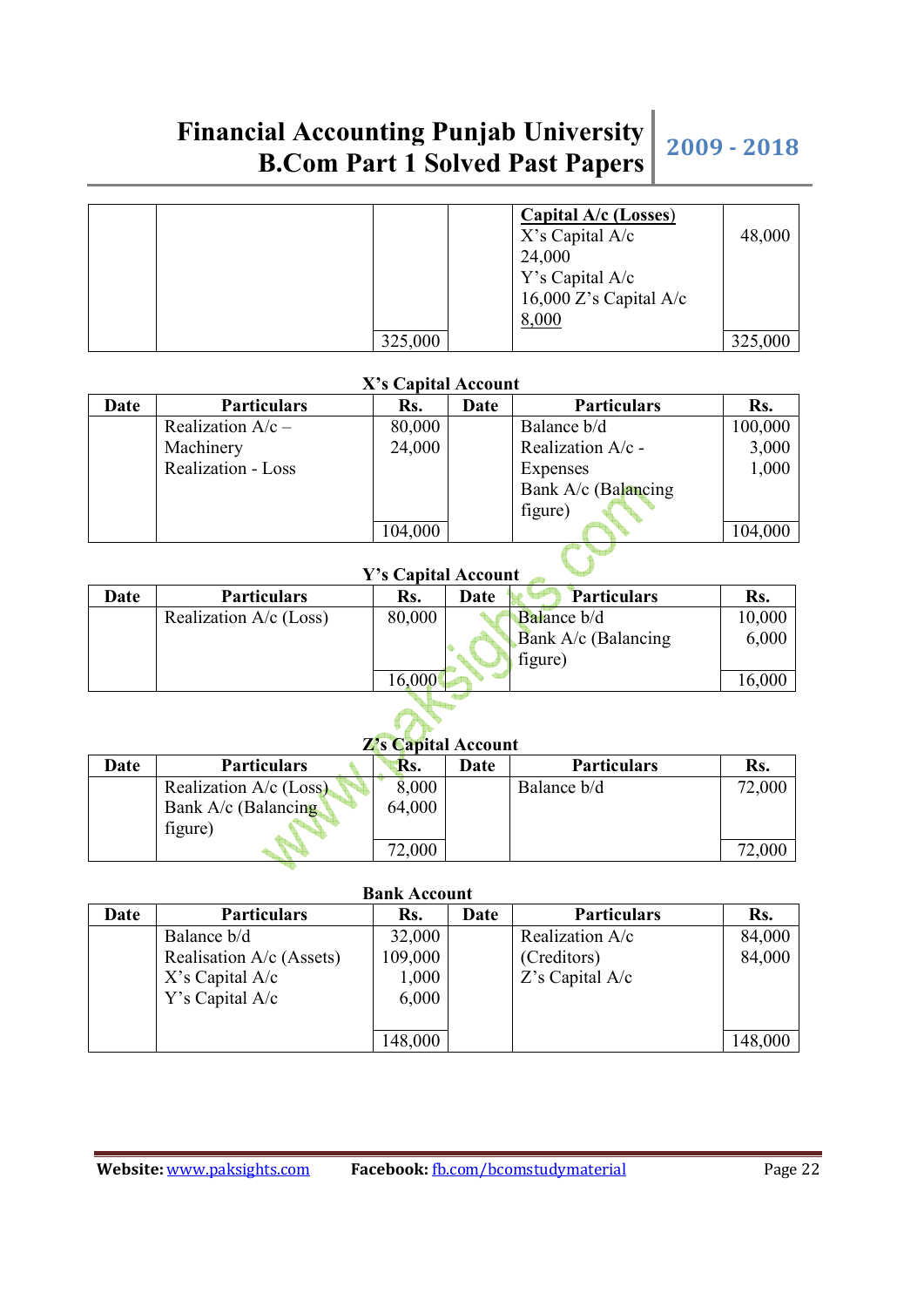| | | | | Capital A/c (Losses)<br>X's Capital A/c<br>24,000<br>Y's Capital A/c<br>16,000 Z's Capital A/c<br>8,000 | 48,000 |
|---|---|---|---|---|---|
| | | 325,000 | | | 325,000 |

**X's Capital Account**

| Date | Particulars | Rs. | Date | Particulars | Rs. |
|---|---|---|---|---|---|
| | Realization A/c –<br>Machinery<br>Realization - Loss | 80,000<br>24,000 | | Balance b/d<br>Realization A/c -<br>Expenses<br>Bank A/c (Balancing<br>figure) | 100,000<br>3,000<br>1,000 |
| | | 104,000 | | | 104,000 |

**Y's Capital Account**

| Date | Particulars | Rs. | Date | Particulars | Rs. |
|---|---|---|---|---|---|
| | Realization A/c (Loss) | 80,000 | | Balance b/d<br>Bank A/c (Balancing<br>figure) | 10,000<br>6,000 |
| | | 16,000 | | | 16,000 |

**Z's Capital Account**

| Date | Particulars | Rs. | Date | Particulars | Rs. |
|---|---|---|---|---|---|
| | Realization A/c (Loss)<br>Bank A/c (Balancing<br>figure) | 8,000<br>64,000 | | Balance b/d | 72,000 |
| | | 72,000 | | | 72,000 |

**Bank Account**

| Date | Particulars | Rs. | Date | Particulars | Rs. |
|---|---|---|---|---|---|
| | Balance b/d<br>Realisation A/c (Assets)<br>X's Capital A/c<br>Y's Capital A/c | 32,000<br>109,000<br>1,000<br>6,000 | | Realization A/c<br>(Creditors)<br>Z's Capital A/c | 84,000<br>84,000 |
| | | 148,000 | | | 148,000 |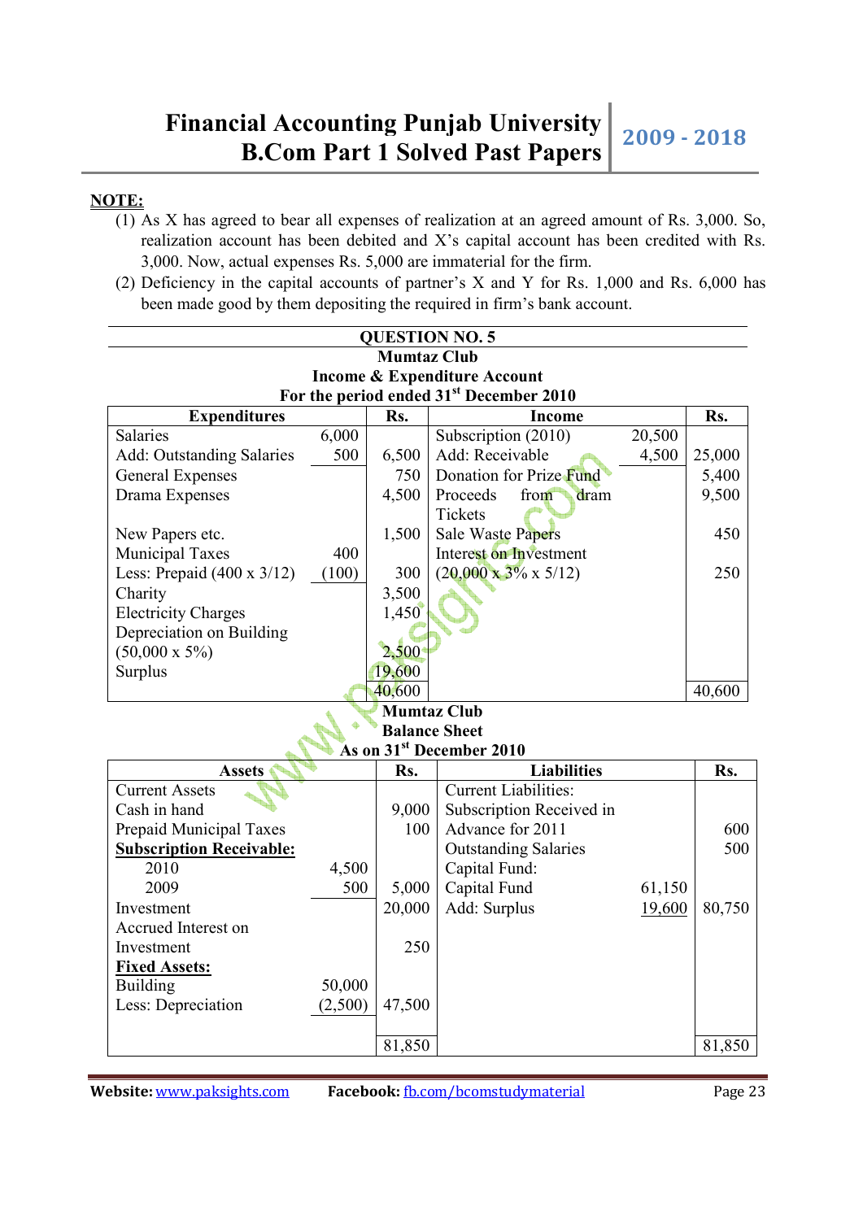**NOTE:**

1. As X has agreed to bear all expenses of realization at an agreed amount of Rs. 3,000. So, realization account has been debited and X's capital account has been credited with Rs. 3,000. Now, actual expenses Rs. 5,000 are immaterial for the firm.
2. Deficiency in the capital accounts of partner's X and Y for Rs. 1,000 and Rs. 6,000 has been made good by them depositing the required in firm's bank account.

## QUESTION NO. 5

### Mumtaz Club
### Income & Expenditure Account
### For the period ended 31st December 2010

| Expenditures | | Rs. | Income | | Rs. |
|---|---|---|---|---|---|
| Salaries | 6,000 | | Subscription (2010) | 20,500 | |
| Add: Outstanding Salaries | 500 | 6,500 | Add: Receivable | 4,500 | 25,000 |
| General Expenses | | 750 | Donation for Prize Fund | | 5,400 |
| Drama Expenses | | 4,500 | Proceeds from dram Tickets | | 9,500 |
| New Papers etc. | | 1,500 | Sale Waste Papers | | 450 |
| Municipal Taxes | 400 | | Interest on Investment | | |
| Less: Prepaid (400 x 3/12) | (100) | 300 | (20,000 x 3% x 5/12) | | 250 |
| Charity | | 3,500 | | | |
| Electricity Charges | | 1,450 | | | |
| Depreciation on Building (50,000 x 5%) | | 2,500 | | | |
| Surplus | | 19,600 | | | |
| | | 40,600 | | | 40,600 |

### Mumtaz Club
### Balance Sheet
### As on 31st December 2010

| Assets | | Rs. | Liabilities | | Rs. |
|---|---|---|---|---|---|
| Current Assets | | | Current Liabilities: | | |
| Cash in hand | | 9,000 | Subscription Received in | | |
| Prepaid Municipal Taxes | | 100 | Advance for 2011 | | 600 |
| **Subscription Receivable:** | | | Outstanding Salaries | | 500 |
| 2010 | 4,500 | | Capital Fund: | | |
| 2009 | 500 | 5,000 | Capital Fund | 61,150 | |
| Investment | | 20,000 | Add: Surplus | 19,600 | 80,750 |
| Accrued Interest on Investment | | 250 | | | |
| **Fixed Assets:** | | | | | |
| Building | 50,000 | | | | |
| Less: Depreciation | (2,500) | 47,500 | | | |
| | | 81,850 | | | 81,850 |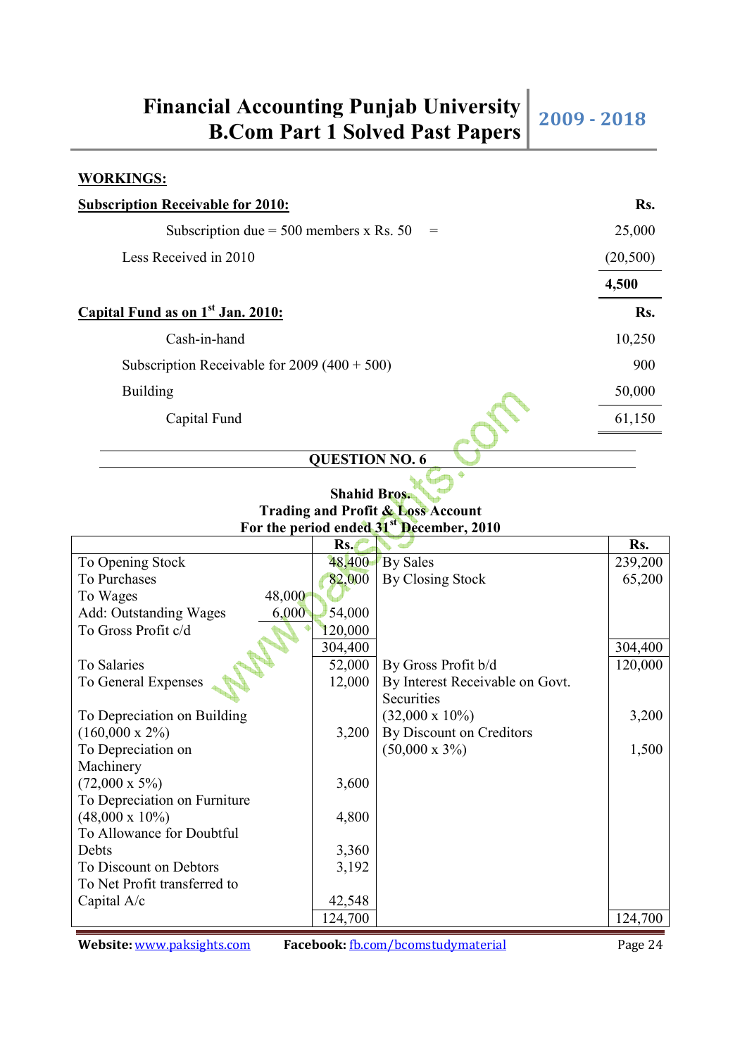**WORKINGS:**

**Subscription Receivable for 2010:**

| | Rs. |
|---|---|
| Subscription due = 500 members x Rs. 50 = | 25,000 |
| Less Received in 2010 | (20,500) |
| | **4,500** |

**Capital Fund as on 1st Jan. 2010:**

| | Rs. |
|---|---|
| Cash-in-hand | 10,250 |
| Subscription Receivable for 2009 (400 + 500) | 900 |
| Building | 50,000 |
| Capital Fund | 61,150 |

### QUESTION NO. 6

**Shahid Bros.**
**Trading and Profit & Loss Account**
**For the period ended 31st December, 2010**

| | | Rs. | | Rs. |
|---|---|---|---|---|
| To Opening Stock | | 48,400 | By Sales | 239,200 |
| To Purchases | | 82,000 | By Closing Stock | 65,200 |
| To Wages | 48,000 | | | |
| Add: Outstanding Wages | 6,000 | 54,000 | | |
| To Gross Profit c/d | | 120,000 | | |
| | | 304,400 | | 304,400 |
| To Salaries | | 52,000 | By Gross Profit b/d | 120,000 |
| To General Expenses | | 12,000 | By Interest Receivable on Govt. Securities (32,000 x 10%) | 3,200 |
| To Depreciation on Building (160,000 x 2%) | | 3,200 | By Discount on Creditors (50,000 x 3%) | 1,500 |
| To Depreciation on Machinery (72,000 x 5%) | | 3,600 | | |
| To Depreciation on Furniture (48,000 x 10%) | | 4,800 | | |
| To Allowance for Doubtful Debts | | 3,360 | | |
| To Discount on Debtors | | 3,192 | | |
| To Net Profit transferred to Capital A/c | | 42,548 | | |
| | | 124,700 | | 124,700 |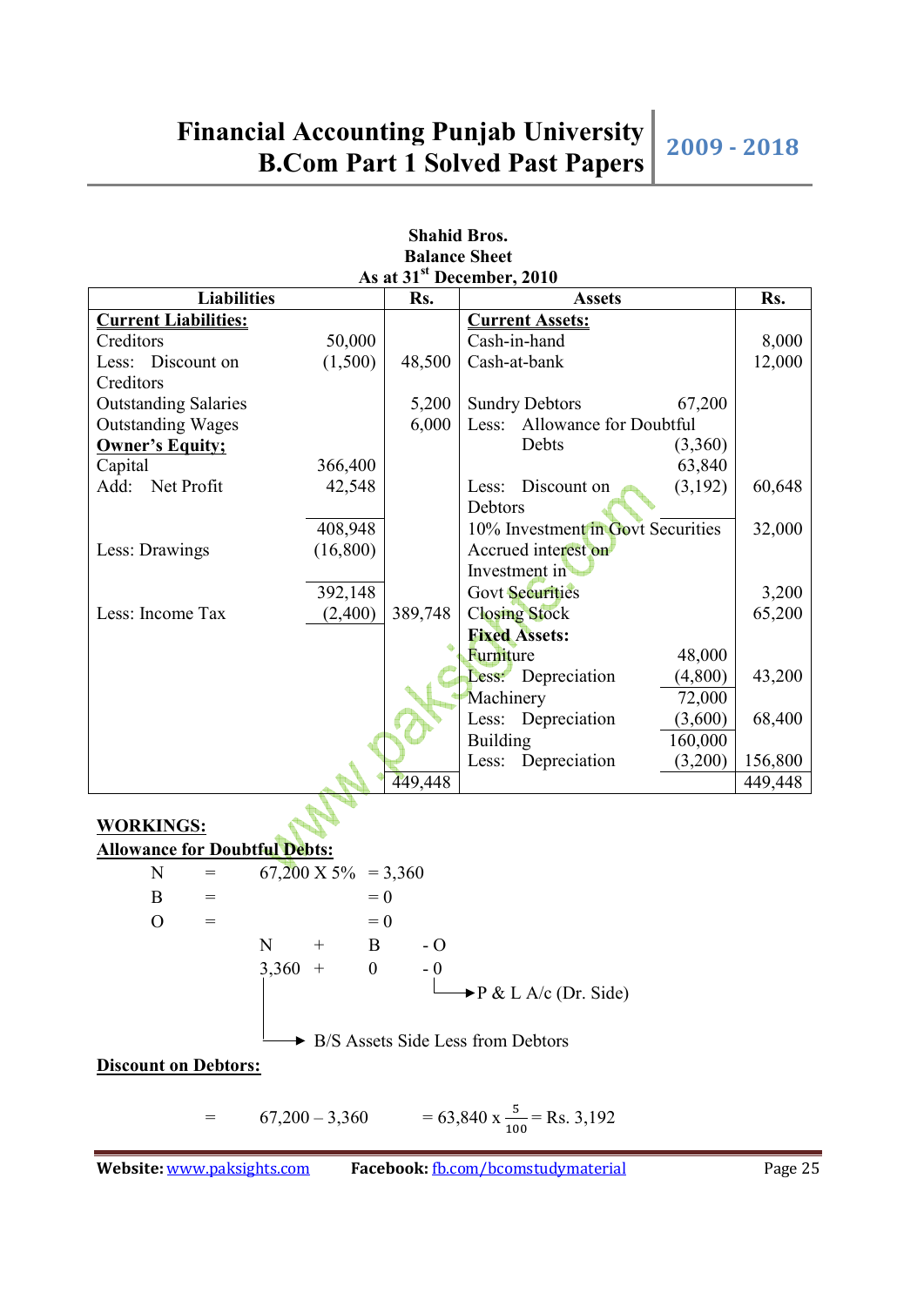**Shahid Bros.**
**Balance Sheet**
**As at 31st December, 2010**

| Liabilities | | Rs. | Assets | | Rs. |
|---|---|---|---|---|---|
| **Current Liabilities:** | | | **Current Assets:** | | |
| Creditors | 50,000 | | Cash-in-hand | | 8,000 |
| Less: Discount on Creditors | (1,500) | 48,500 | Cash-at-bank | | 12,000 |
| Outstanding Salaries | | 5,200 | Sundry Debtors | 67,200 | |
| Outstanding Wages | | 6,000 | Less: Allowance for Doubtful Debts | (3,360) | |
| **Owner's Equity;** | | | | 63,840 | |
| Capital | 366,400 | | | | |
| Add: Net Profit | 42,548 | | Less: Discount on Debtors | (3,192) | 60,648 |
| | 408,948 | | 10% Investment in Govt Securities | | 32,000 |
| Less: Drawings | (16,800) | | Accrued interest on Investment in Govt Securities | | 3,200 |
| | 392,148 | | | | |
| Less: Income Tax | (2,400) | 389,748 | Closing Stock | | 65,200 |
| | | | **Fixed Assets:** | | |
| | | | Furniture | 48,000 | |
| | | | Less: Depreciation | (4,800) | 43,200 |
| | | | Machinery | 72,000 | |
| | | | Less: Depreciation | (3,600) | 68,400 |
| | | | Building | 160,000 | |
| | | | Less: Depreciation | (3,200) | 156,800 |
| | | 449,448 | | | 449,448 |

**WORKINGS:**

**Allowance for Doubtful Debts:**

N = 67,200 X 5% = 3,360

B = = 0

O = = 0

N + B - O

3,360 + 0 - 0

- 0 → P & L A/c (Dr. Side)
- 3,360 → B/S Assets Side Less from Debtors

**Discount on Debtors:**

$$= 67,200 - 3,360 \quad = 63,840 \times \frac{5}{100} = \text{Rs. } 3,192$$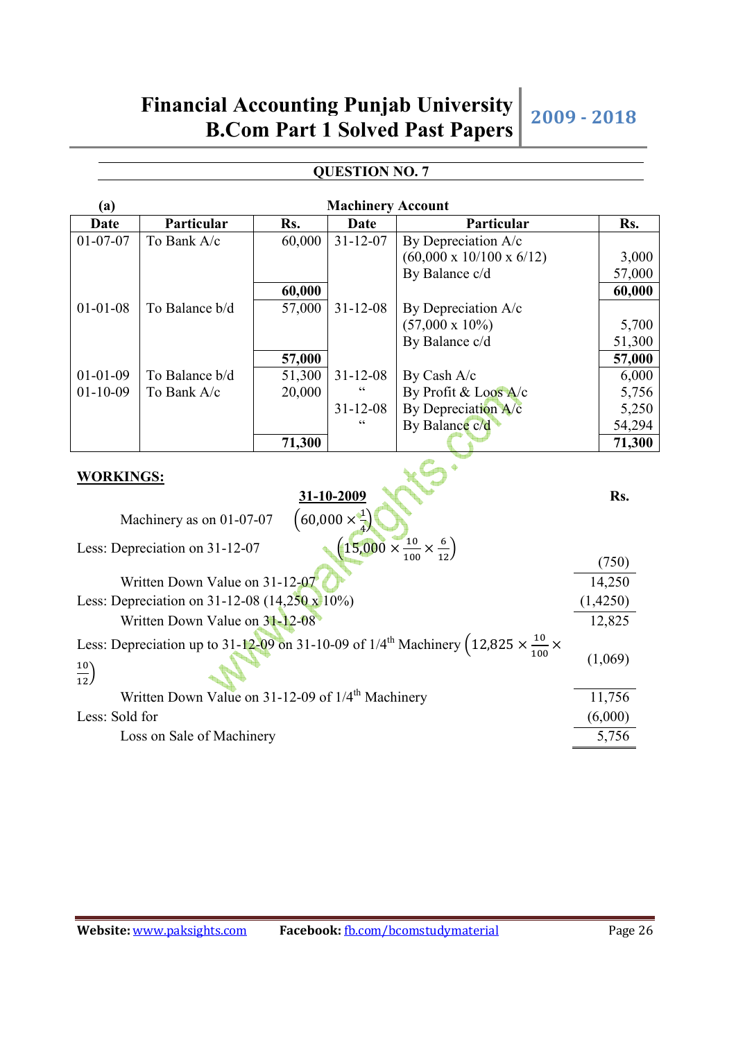## QUESTION NO. 7

**(a)** **Machinery Account**

| Date | Particular | Rs. | Date | Particular | Rs. |
|---|---|---|---|---|---|
| 01-07-07 | To Bank A/c | 60,000 | 31-12-07 | By Depreciation A/c<br>(60,000 x 10/100 x 6/12)<br>By Balance c/d | <br>3,000<br>57,000 |
| | | **60,000** | | | **60,000** |
| 01-01-08 | To Balance b/d | 57,000 | 31-12-08 | By Depreciation A/c<br>(57,000 x 10%)<br>By Balance c/d | <br>5,700<br>51,300 |
| | | **57,000** | | | **57,000** |
| 01-01-09<br>01-10-09 | To Balance b/d<br>To Bank A/c | 51,300<br>20,000 | 31-12-08<br>"<br>31-12-08<br>" | By Cash A/c<br>By Profit & Loos A/c<br>By Depreciation A/c<br>By Balance c/d | 6,000<br>5,756<br>5,250<br>54,294 |
| | | **71,300** | | | **71,300** |

**WORKINGS:**

| | **31-10-2009** | **Rs.** |
|---|---|---|
| Machinery as on 01-07-07 | $\left(60,000 \times \frac{1}{4}\right)$ | |
| Less: Depreciation on 31-12-07 | $\left(15,000 \times \frac{10}{100} \times \frac{6}{12}\right)$ | (750) |
| Written Down Value on 31-12-07 | | 14,250 |
| Less: Depreciation on 31-12-08 (14,250 x 10%) | | (1,4250) |
| Written Down Value on 31-12-08 | | 12,825 |
| Less: Depreciation up to 31-12-09 on 31-10-09 of 1/4th Machinery $\left(12,825 \times \frac{10}{100} \times \frac{10}{12}\right)$ | | (1,069) |
| Written Down Value on 31-12-09 of 1/4th Machinery | | 11,756 |
| Less: Sold for | | (6,000) |
| Loss on Sale of Machinery | | 5,756 |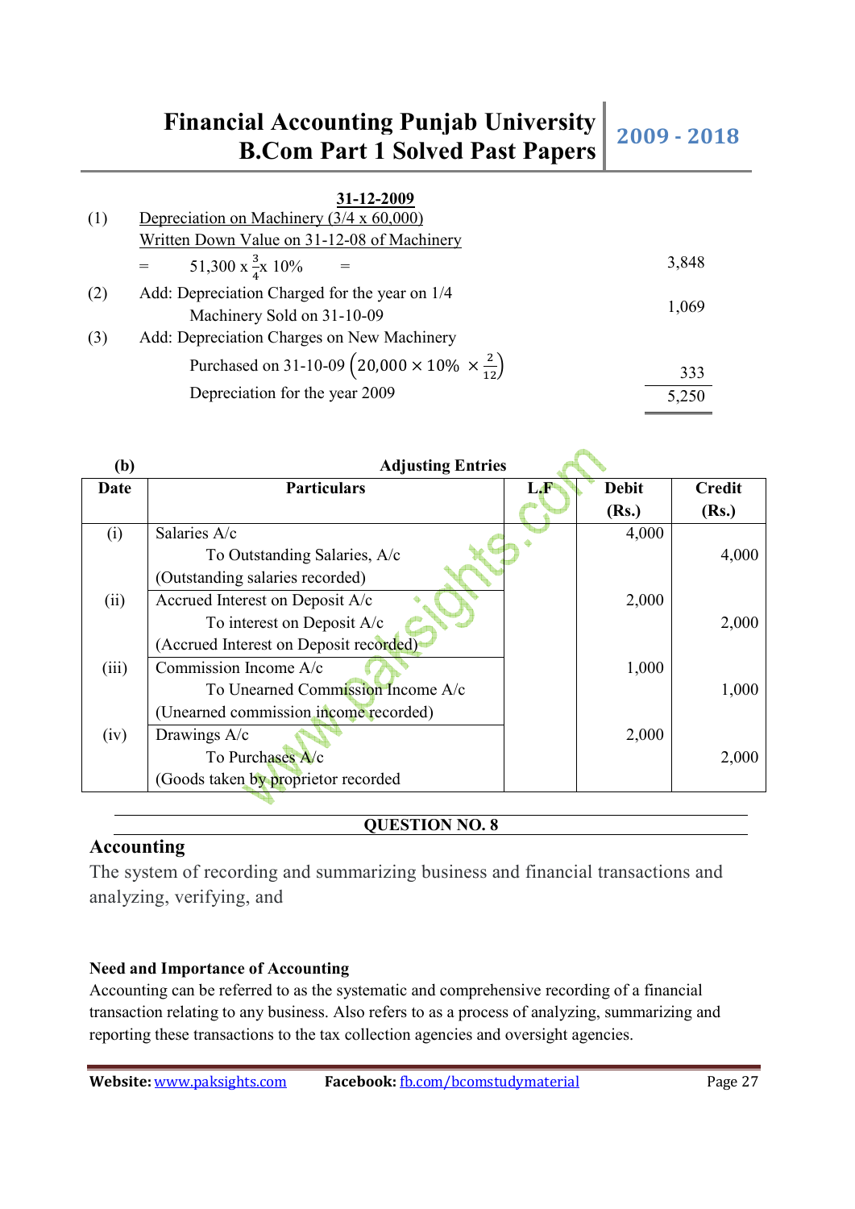**31-12-2009**

| | | |
|---|---|---|
| (1) | Depreciation on Machinery (3/4 x 60,000) | |
| | Written Down Value on 31-12-08 of Machinery | |
| | = 51,300 x $\frac{3}{4}$x 10% = | 3,848 |
| (2) | Add: Depreciation Charged for the year on 1/4 Machinery Sold on 31-10-09 | 1,069 |
| (3) | Add: Depreciation Charges on New Machinery Purchased on 31-10-09 $\left(20{,}000 \times 10\% \times \frac{2}{12}\right)$ | 333 |
| | Depreciation for the year 2009 | 5,250 |

**(b) Adjusting Entries**

| Date | Particulars | L.F | Debit (Rs.) | Credit (Rs.) |
|---|---|---|---|---|
| (i) | Salaries A/c | | 4,000 | |
| | To Outstanding Salaries, A/c | | | 4,000 |
| | (Outstanding salaries recorded) | | | |
| (ii) | Accrued Interest on Deposit A/c | | 2,000 | |
| | To interest on Deposit A/c | | | 2,000 |
| | (Accrued Interest on Deposit recorded) | | | |
| (iii) | Commission Income A/c | | 1,000 | |
| | To Unearned Commission Income A/c | | | 1,000 |
| | (Unearned commission income recorded) | | | |
| (iv) | Drawings A/c | | 2,000 | |
| | To Purchases A/c | | | 2,000 |
| | (Goods taken by proprietor recorded | | | |

**QUESTION NO. 8**

## Accounting

The system of recording and summarizing business and financial transactions and analyzing, verifying, and

### Need and Importance of Accounting

Accounting can be referred to as the systematic and comprehensive recording of a financial transaction relating to any business. Also refers to as a process of analyzing, summarizing and reporting these transactions to the tax collection agencies and oversight agencies.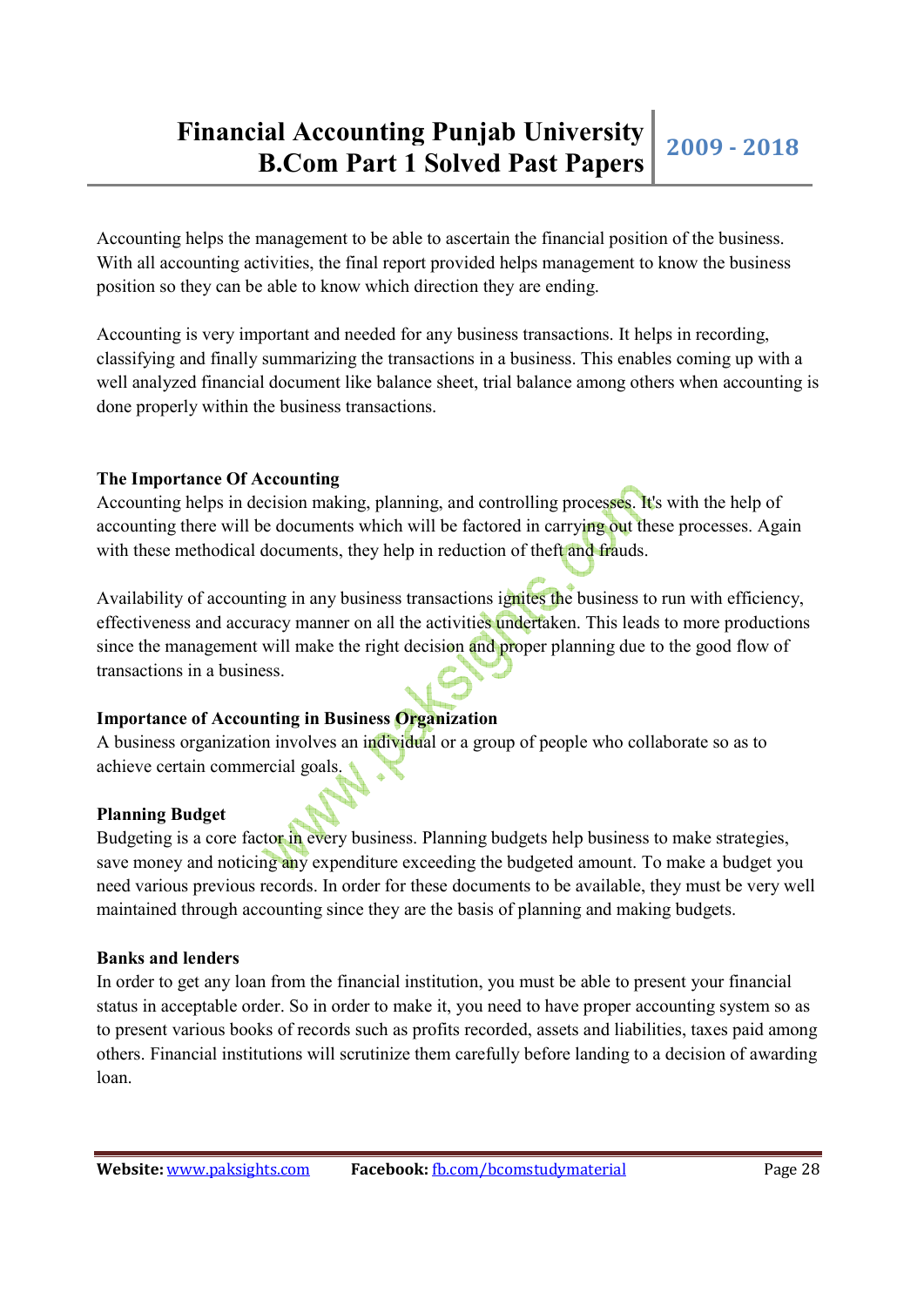Accounting helps the management to be able to ascertain the financial position of the business. With all accounting activities, the final report provided helps management to know the business position so they can be able to know which direction they are ending.

Accounting is very important and needed for any business transactions. It helps in recording, classifying and finally summarizing the transactions in a business. This enables coming up with a well analyzed financial document like balance sheet, trial balance among others when accounting is done properly within the business transactions.

**The Importance Of Accounting**

Accounting helps in decision making, planning, and controlling processes. It's with the help of accounting there will be documents which will be factored in carrying out these processes. Again with these methodical documents, they help in reduction of theft and frauds.

Availability of accounting in any business transactions ignites the business to run with efficiency, effectiveness and accuracy manner on all the activities undertaken. This leads to more productions since the management will make the right decision and proper planning due to the good flow of transactions in a business.

**Importance of Accounting in Business Organization**

A business organization involves an individual or a group of people who collaborate so as to achieve certain commercial goals.

**Planning Budget**

Budgeting is a core factor in every business. Planning budgets help business to make strategies, save money and noticing any expenditure exceeding the budgeted amount. To make a budget you need various previous records. In order for these documents to be available, they must be very well maintained through accounting since they are the basis of planning and making budgets.

**Banks and lenders**

In order to get any loan from the financial institution, you must be able to present your financial status in acceptable order. So in order to make it, you need to have proper accounting system so as to present various books of records such as profits recorded, assets and liabilities, taxes paid among others. Financial institutions will scrutinize them carefully before landing to a decision of awarding loan.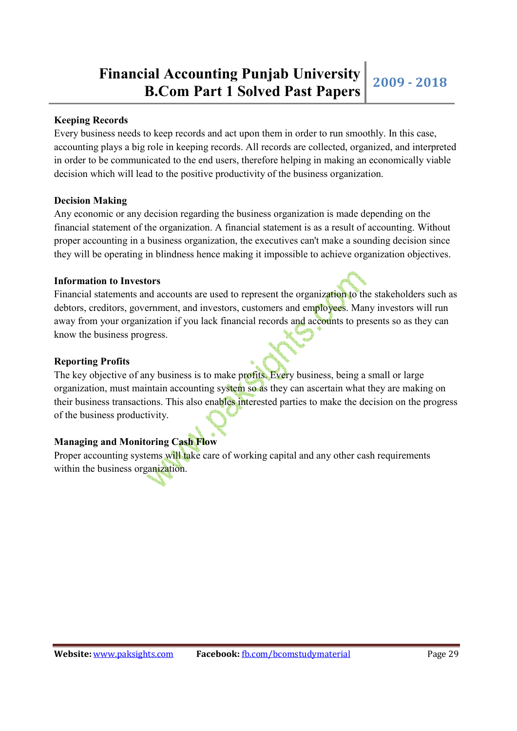**Keeping Records**

Every business needs to keep records and act upon them in order to run smoothly. In this case, accounting plays a big role in keeping records. All records are collected, organized, and interpreted in order to be communicated to the end users, therefore helping in making an economically viable decision which will lead to the positive productivity of the business organization.

**Decision Making**

Any economic or any decision regarding the business organization is made depending on the financial statement of the organization. A financial statement is as a result of accounting. Without proper accounting in a business organization, the executives can't make a sounding decision since they will be operating in blindness hence making it impossible to achieve organization objectives.

**Information to Investors**

Financial statements and accounts are used to represent the organization to the stakeholders such as debtors, creditors, government, and investors, customers and employees. Many investors will run away from your organization if you lack financial records and accounts to presents so as they can know the business progress.

**Reporting Profits**

The key objective of any business is to make profits. Every business, being a small or large organization, must maintain accounting system so as they can ascertain what they are making on their business transactions. This also enables interested parties to make the decision on the progress of the business productivity.

**Managing and Monitoring Cash Flow**

Proper accounting systems will take care of working capital and any other cash requirements within the business organization.